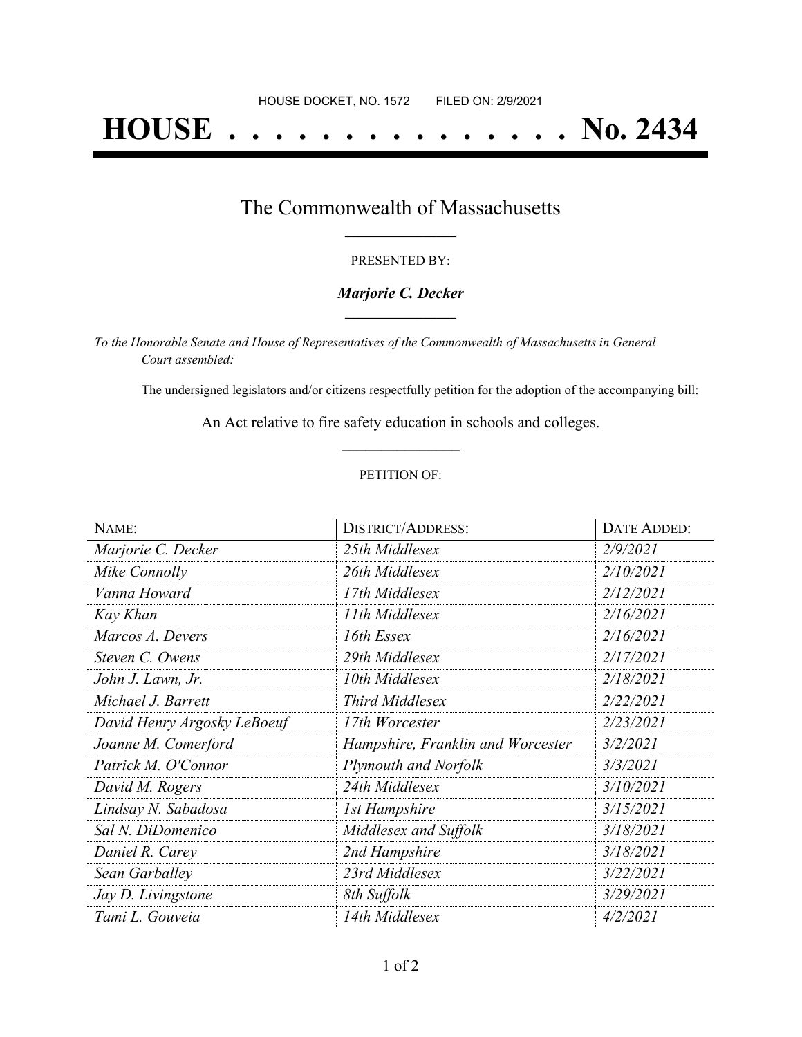HOUSE DOCKET, NO. 1572 FILED ON: 2/9/2021

# HOUSE . . . . . . . . . . . . . . . No. 2434

## The Commonwealth of Massachusetts

PRESENTED BY:

***Marjorie C. Decker***

*To the Honorable Senate and House of Representatives of the Commonwealth of Massachusetts in General Court assembled:*

The undersigned legislators and/or citizens respectfully petition for the adoption of the accompanying bill:

An Act relative to fire safety education in schools and colleges.

PETITION OF:

| NAME: | DISTRICT/ADDRESS: | DATE ADDED: |
| --- | --- | --- |
| *Marjorie C. Decker* | *25th Middlesex* | *2/9/2021* |
| *Mike Connolly* | *26th Middlesex* | *2/10/2021* |
| *Vanna Howard* | *17th Middlesex* | *2/12/2021* |
| *Kay Khan* | *11th Middlesex* | *2/16/2021* |
| *Marcos A. Devers* | *16th Essex* | *2/16/2021* |
| *Steven C. Owens* | *29th Middlesex* | *2/17/2021* |
| *John J. Lawn, Jr.* | *10th Middlesex* | *2/18/2021* |
| *Michael J. Barrett* | *Third Middlesex* | *2/22/2021* |
| *David Henry Argosky LeBoeuf* | *17th Worcester* | *2/23/2021* |
| *Joanne M. Comerford* | *Hampshire, Franklin and Worcester* | *3/2/2021* |
| *Patrick M. O'Connor* | *Plymouth and Norfolk* | *3/3/2021* |
| *David M. Rogers* | *24th Middlesex* | *3/10/2021* |
| *Lindsay N. Sabadosa* | *1st Hampshire* | *3/15/2021* |
| *Sal N. DiDomenico* | *Middlesex and Suffolk* | *3/18/2021* |
| *Daniel R. Carey* | *2nd Hampshire* | *3/18/2021* |
| *Sean Garballey* | *23rd Middlesex* | *3/22/2021* |
| *Jay D. Livingstone* | *8th Suffolk* | *3/29/2021* |
| *Tami L. Gouveia* | *14th Middlesex* | *4/2/2021* |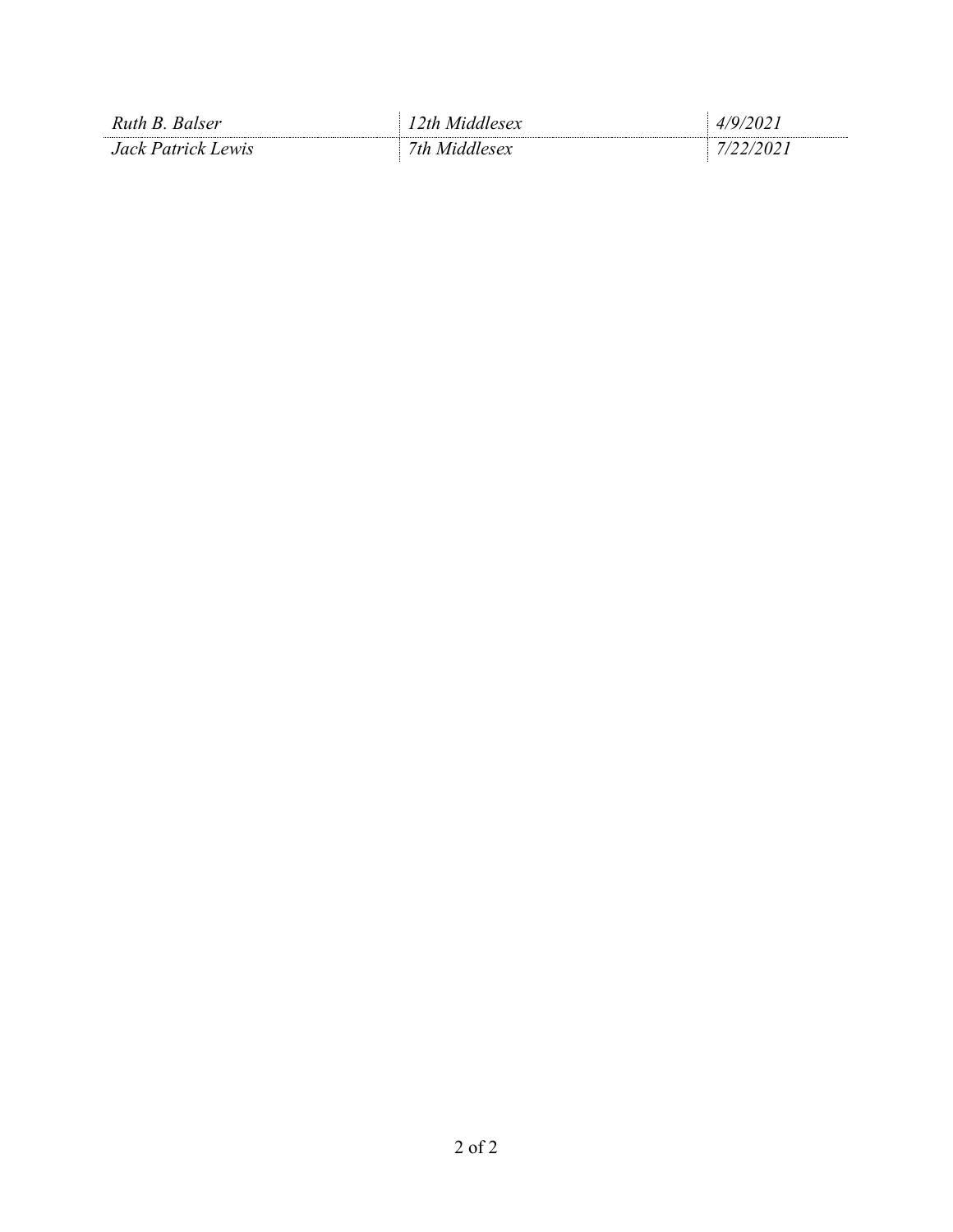| *Ruth B. Balser* | *12th Middlesex* | *4/9/2021* |
|---|---|---|
| *Jack Patrick Lewis* | *7th Middlesex* | *7/22/2021* |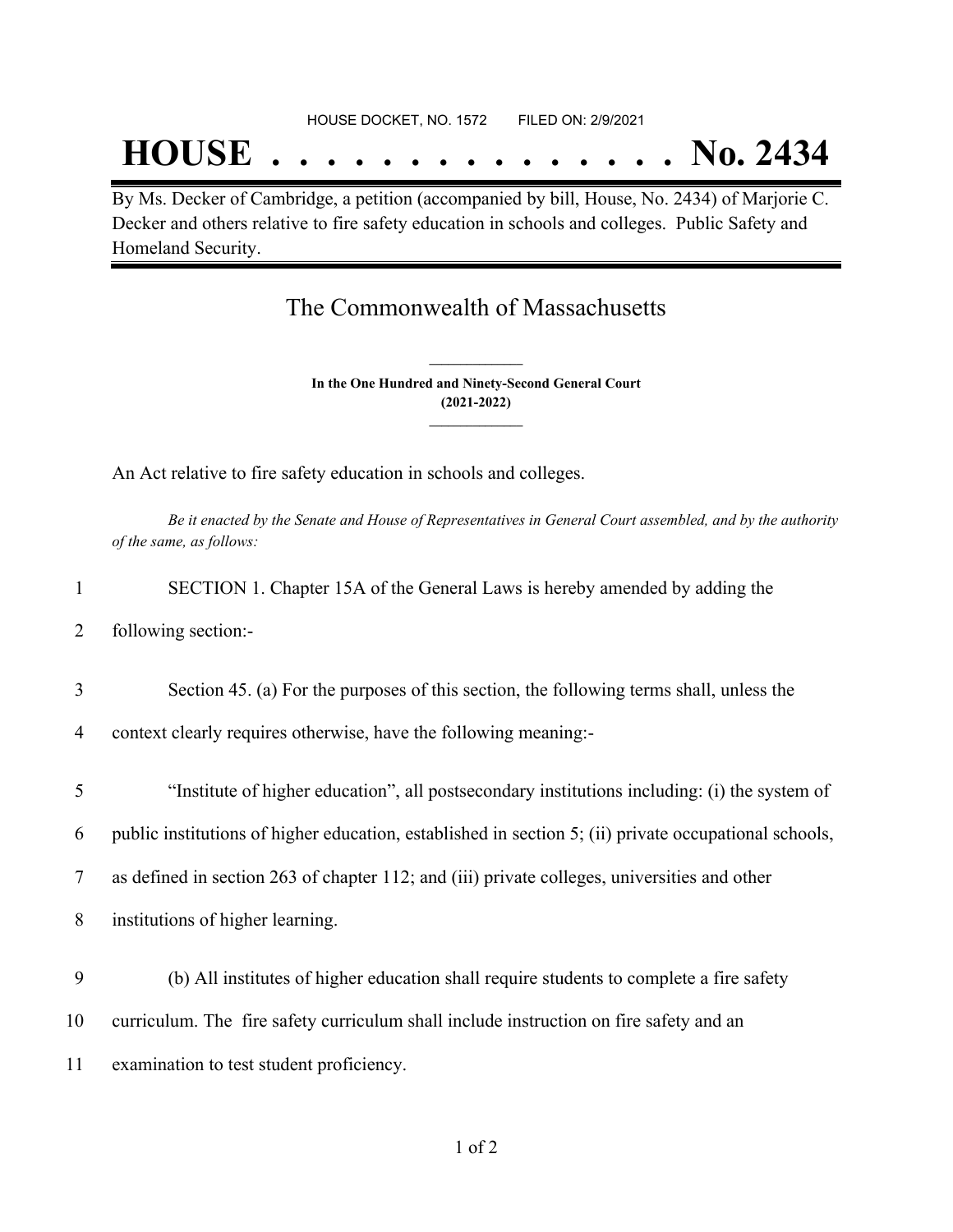HOUSE DOCKET, NO. 1572 FILED ON: 2/9/2021

# HOUSE . . . . . . . . . . . . . . . No. 2434

By Ms. Decker of Cambridge, a petition (accompanied by bill, House, No. 2434) of Marjorie C. Decker and others relative to fire safety education in schools and colleges. Public Safety and Homeland Security.

## The Commonwealth of Massachusetts

**In the One Hundred and Ninety-Second General Court**
**(2021-2022)**

An Act relative to fire safety education in schools and colleges.

*Be it enacted by the Senate and House of Representatives in General Court assembled, and by the authority of the same, as follows:*

1 SECTION 1. Chapter 15A of the General Laws is hereby amended by adding the
2 following section:-

3 Section 45. (a) For the purposes of this section, the following terms shall, unless the
4 context clearly requires otherwise, have the following meaning:-

5 "Institute of higher education", all postsecondary institutions including: (i) the system of
6 public institutions of higher education, established in section 5; (ii) private occupational schools,
7 as defined in section 263 of chapter 112; and (iii) private colleges, universities and other
8 institutions of higher learning.

9 (b) All institutes of higher education shall require students to complete a fire safety
10 curriculum. The fire safety curriculum shall include instruction on fire safety and an
11 examination to test student proficiency.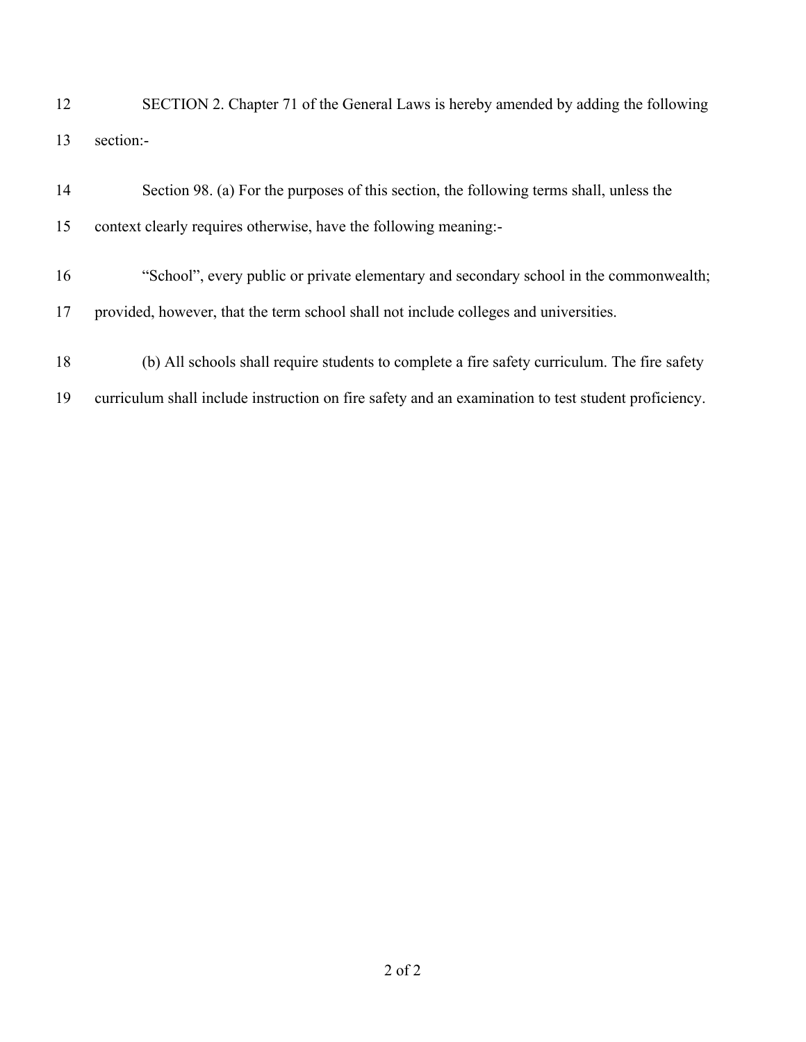SECTION 2. Chapter 71 of the General Laws is hereby amended by adding the following section:-

Section 98. (a) For the purposes of this section, the following terms shall, unless the context clearly requires otherwise, have the following meaning:-

"School", every public or private elementary and secondary school in the commonwealth; provided, however, that the term school shall not include colleges and universities.

(b) All schools shall require students to complete a fire safety curriculum. The fire safety curriculum shall include instruction on fire safety and an examination to test student proficiency.